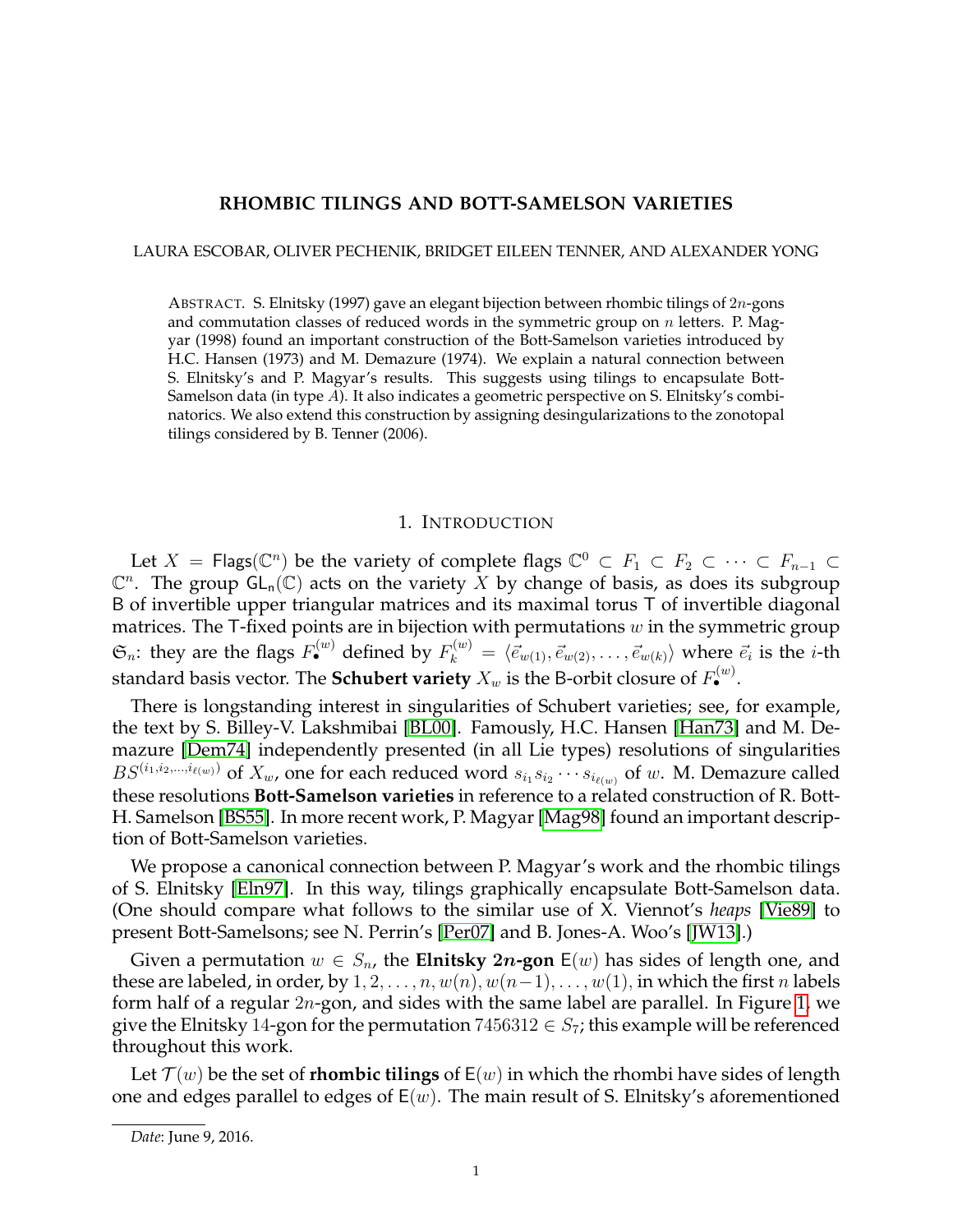# RHOMBIC TILINGS AND BOTT-SAMELSON VARIETIES

LAURA ESCOBAR, OLIVER PECHENIK, BRIDGET EILEEN TENNER, AND ALEXANDER YONG

ABSTRACT. S. Elnitsky (1997) gave an elegant bijection between rhombic tilings of $2n$-gons and commutation classes of reduced words in the symmetric group on $n$ letters. P. Magyar (1998) found an important construction of the Bott-Samelson varieties introduced by H.C. Hansen (1973) and M. Demazure (1974). We explain a natural connection between S. Elnitsky's and P. Magyar's results. This suggests using tilings to encapsulate Bott-Samelson data (in type $A$). It also indicates a geometric perspective on S. Elnitsky's combinatorics. We also extend this construction by assigning desingularizations to the zonotopal tilings considered by B. Tenner (2006).

## 1. INTRODUCTION

Let $X = \mathsf{Flags}(\mathbb{C}^n)$ be the variety of complete flags $\mathbb{C}^0 \subset F_1 \subset F_2 \subset \cdots \subset F_{n-1} \subset \mathbb{C}^n$. The group $\mathsf{GL_n}(\mathbb{C})$ acts on the variety $X$ by change of basis, as does its subgroup $\mathsf{B}$ of invertible upper triangular matrices and its maximal torus $\mathsf{T}$ of invertible diagonal matrices. The $\mathsf{T}$-fixed points are in bijection with permutations $w$ in the symmetric group $\mathfrak{S}_n$: they are the flags $F_\bullet^{(w)}$ defined by $F_k^{(w)} = \langle \vec{e}_{w(1)}, \vec{e}_{w(2)}, \ldots, \vec{e}_{w(k)} \rangle$ where $\vec{e}_i$ is the $i$-th standard basis vector. The **Schubert variety** $X_w$ is the $\mathsf{B}$-orbit closure of $F_\bullet^{(w)}$.

There is longstanding interest in singularities of Schubert varieties; see, for example, the text by S. Billey-V. Lakshmibai [BL00]. Famously, H.C. Hansen [Han73] and M. Demazure [Dem74] independently presented (in all Lie types) resolutions of singularities $BS^{(i_1, i_2, \ldots, i_{\ell(w)})}$ of $X_w$, one for each reduced word $s_{i_1} s_{i_2} \cdots s_{i_{\ell(w)}}$ of $w$. M. Demazure called these resolutions **Bott-Samelson varieties** in reference to a related construction of R. Bott-H. Samelson [BS55]. In more recent work, P. Magyar [Mag98] found an important description of Bott-Samelson varieties.

We propose a canonical connection between P. Magyar's work and the rhombic tilings of S. Elnitsky [Eln97]. In this way, tilings graphically encapsulate Bott-Samelson data. (One should compare what follows to the similar use of X. Viennot's *heaps* [Vie89] to present Bott-Samelsons; see N. Perrin's [Per07] and B. Jones-A. Woo's [JW13].)

Given a permutation $w \in S_n$, the **Elnitsky $2n$-gon** $\mathsf{E}(w)$ has sides of length one, and these are labeled, in order, by $1, 2, \ldots, n, w(n), w(n-1), \ldots, w(1)$, in which the first $n$ labels form half of a regular $2n$-gon, and sides with the same label are parallel. In Figure 1, we give the Elnitsky 14-gon for the permutation $7456312 \in S_7$; this example will be referenced throughout this work.

Let $\mathcal{T}(w)$ be the set of **rhombic tilings** of $\mathsf{E}(w)$ in which the rhombi have sides of length one and edges parallel to edges of $\mathsf{E}(w)$. The main result of S. Elnitsky's aforementioned

*Date*: June 9, 2016.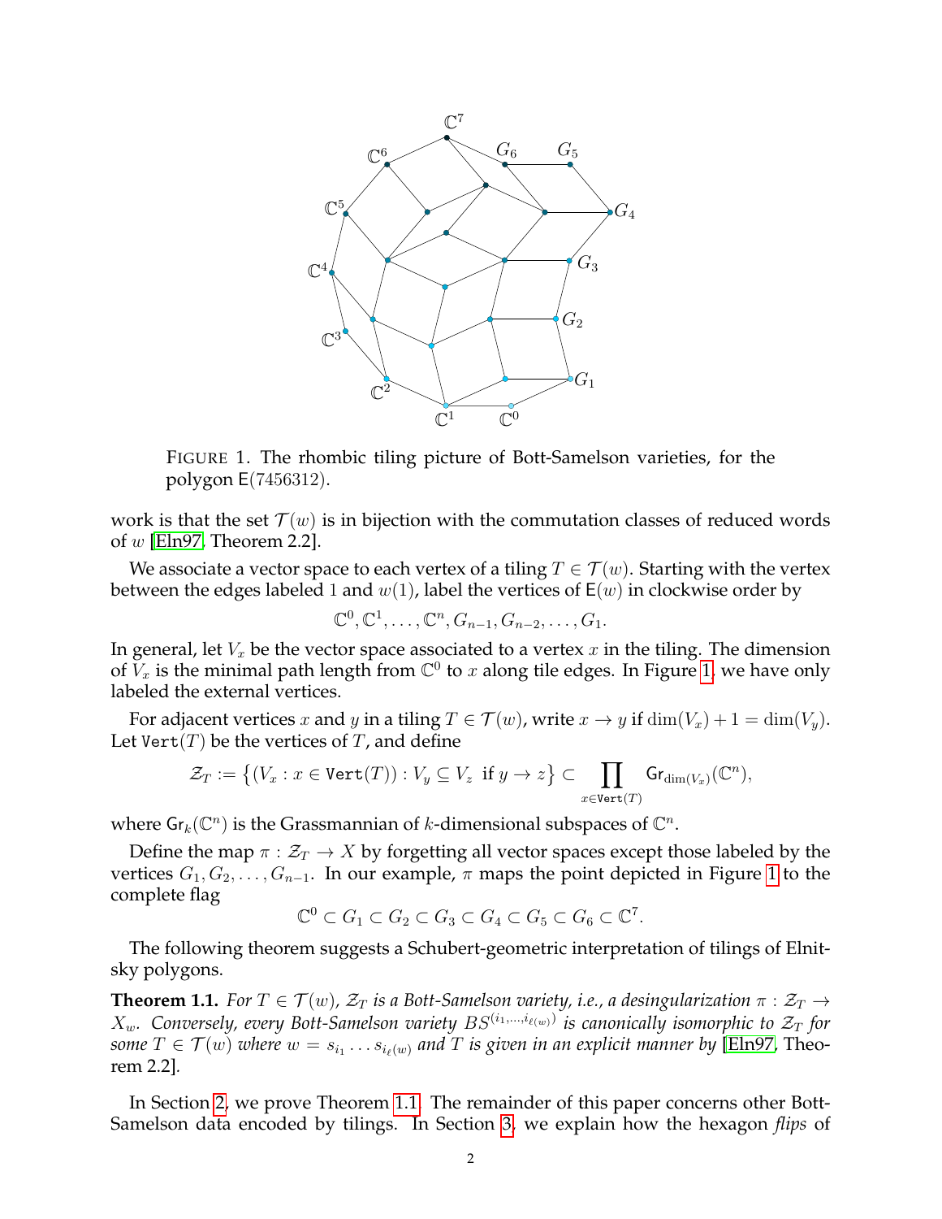FIGURE 1. The rhombic tiling picture of Bott-Samelson varieties, for the polygon $\mathsf{E}(7456312)$.

work is that the set $\mathcal{T}(w)$ is in bijection with the commutation classes of reduced words of $w$ [Eln97, Theorem 2.2].

We associate a vector space to each vertex of a tiling $T \in \mathcal{T}(w)$. Starting with the vertex between the edges labeled 1 and $w(1)$, label the vertices of $\mathsf{E}(w)$ in clockwise order by

$$\mathbb{C}^0, \mathbb{C}^1, \ldots, \mathbb{C}^n, G_{n-1}, G_{n-2}, \ldots, G_1.$$

In general, let $V_x$ be the vector space associated to a vertex $x$ in the tiling. The dimension of $V_x$ is the minimal path length from $\mathbb{C}^0$ to $x$ along tile edges. In Figure 1, we have only labeled the external vertices.

For adjacent vertices $x$ and $y$ in a tiling $T \in \mathcal{T}(w)$, write $x \to y$ if $\dim(V_x) + 1 = \dim(V_y)$. Let $\mathtt{Vert}(T)$ be the vertices of $T$, and define

$$\mathcal{Z}_T := \left\{ (V_x : x \in \mathtt{Vert}(T)) : V_y \subseteq V_z \text{ if } y \to z \right\} \subset \prod_{x \in \mathtt{Vert}(T)} \mathsf{Gr}_{\dim(V_x)}(\mathbb{C}^n),$$

where $\mathsf{Gr}_k(\mathbb{C}^n)$ is the Grassmannian of $k$-dimensional subspaces of $\mathbb{C}^n$.

Define the map $\pi : \mathcal{Z}_T \to X$ by forgetting all vector spaces except those labeled by the vertices $G_1, G_2, \ldots, G_{n-1}$. In our example, $\pi$ maps the point depicted in Figure 1 to the complete flag

$$\mathbb{C}^0 \subset G_1 \subset G_2 \subset G_3 \subset G_4 \subset G_5 \subset G_6 \subset \mathbb{C}^7.$$

The following theorem suggests a Schubert-geometric interpretation of tilings of Elnitsky polygons.

**Theorem 1.1.** *For $T \in \mathcal{T}(w)$, $\mathcal{Z}_T$ is a Bott-Samelson variety, i.e., a desingularization $\pi : \mathcal{Z}_T \to X_w$. Conversely, every Bott-Samelson variety $BS^{(i_1,\ldots,i_{\ell(w)})}$ is canonically isomorphic to $\mathcal{Z}_T$ for some $T \in \mathcal{T}(w)$ where $w = s_{i_1} \ldots s_{i_{\ell(w)}}$ and $T$ is given in an explicit manner by* [Eln97, Theorem 2.2].

In Section 2, we prove Theorem 1.1. The remainder of this paper concerns other Bott-Samelson data encoded by tilings. In Section 3, we explain how the hexagon *flips* of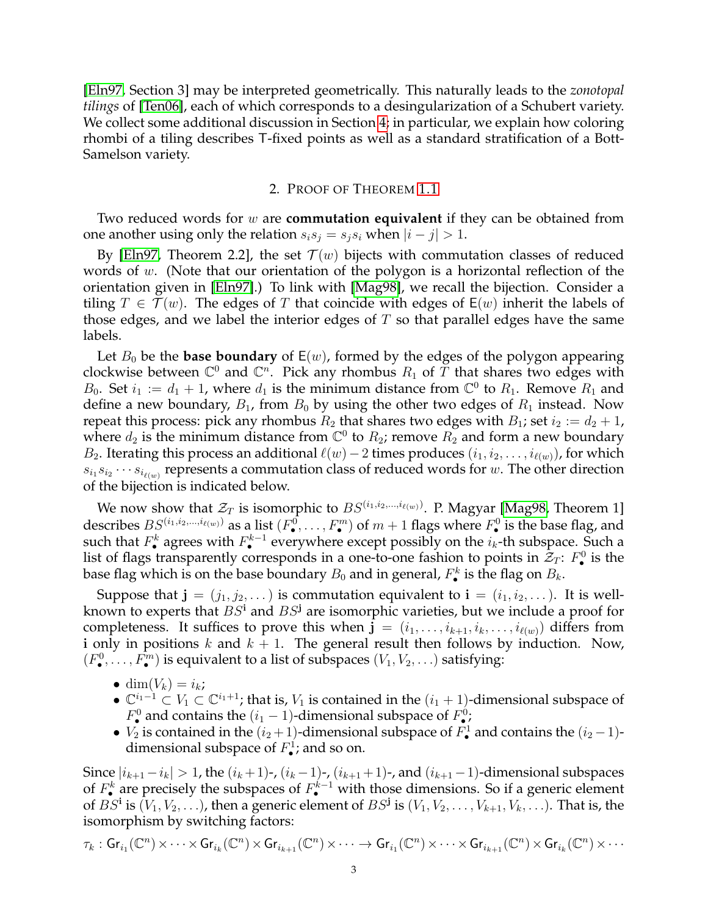[Eln97, Section 3] may be interpreted geometrically. This naturally leads to the *zonotopal tilings* of [Ten06], each of which corresponds to a desingularization of a Schubert variety. We collect some additional discussion in Section 4; in particular, we explain how coloring rhombi of a tiling describes $\mathsf{T}$-fixed points as well as a standard stratification of a Bott-Samelson variety.

## 2. Proof of Theorem 1.1

Two reduced words for $w$ are **commutation equivalent** if they can be obtained from one another using only the relation $s_i s_j = s_j s_i$ when $|i - j| > 1$.

By [Eln97, Theorem 2.2], the set $\mathcal{T}(w)$ bijects with commutation classes of reduced words of $w$. (Note that our orientation of the polygon is a horizontal reflection of the orientation given in [Eln97].) To link with [Mag98], we recall the bijection. Consider a tiling $T \in \mathcal{T}(w)$. The edges of $T$ that coincide with edges of $\mathsf{E}(w)$ inherit the labels of those edges, and we label the interior edges of $T$ so that parallel edges have the same labels.

Let $B_0$ be the **base boundary** of $\mathsf{E}(w)$, formed by the edges of the polygon appearing clockwise between $\mathbb{C}^0$ and $\mathbb{C}^n$. Pick any rhombus $R_1$ of $T$ that shares two edges with $B_0$. Set $i_1 := d_1 + 1$, where $d_1$ is the minimum distance from $\mathbb{C}^0$ to $R_1$. Remove $R_1$ and define a new boundary, $B_1$, from $B_0$ by using the other two edges of $R_1$ instead. Now repeat this process: pick any rhombus $R_2$ that shares two edges with $B_1$; set $i_2 := d_2 + 1$, where $d_2$ is the minimum distance from $\mathbb{C}^0$ to $R_2$; remove $R_2$ and form a new boundary $B_2$. Iterating this process an additional $\ell(w) - 2$ times produces $(i_1, i_2, \ldots, i_{\ell(w)})$, for which $s_{i_1} s_{i_2} \cdots s_{i_{\ell(w)}}$ represents a commutation class of reduced words for $w$. The other direction of the bijection is indicated below.

We now show that $\mathcal{Z}_T$ is isomorphic to $BS^{(i_1, i_2, \ldots, i_{\ell(w)})}$. P. Magyar [Mag98, Theorem 1] describes $BS^{(i_1, i_2, \ldots, i_{\ell(w)})}$ as a list $(F_\bullet^0, \ldots, F_\bullet^m)$ of $m+1$ flags where $F_\bullet^0$ is the base flag, and such that $F_\bullet^k$ agrees with $F_\bullet^{k-1}$ everywhere except possibly on the $i_k$-th subspace. Such a list of flags transparently corresponds in a one-to-one fashion to points in $\mathcal{Z}_T$: $F_\bullet^0$ is the base flag which is on the base boundary $B_0$ and in general, $F_\bullet^k$ is the flag on $B_k$.

Suppose that $\mathbf{j} = (j_1, j_2, \ldots)$ is commutation equivalent to $\mathbf{i} = (i_1, i_2, \ldots)$. It is well-known to experts that $BS^{\mathbf{i}}$ and $BS^{\mathbf{j}}$ are isomorphic varieties, but we include a proof for completeness. It suffices to prove this when $\mathbf{j} = (i_1, \ldots, i_{k+1}, i_k, \ldots, i_{\ell(w)})$ differs from $\mathbf{i}$ only in positions $k$ and $k+1$. The general result then follows by induction. Now, $(F_\bullet^0, \ldots, F_\bullet^m)$ is equivalent to a list of subspaces $(V_1, V_2, \ldots)$ satisfying:

- $\dim(V_k) = i_k$;
- $\mathbb{C}^{i_1 - 1} \subset V_1 \subset \mathbb{C}^{i_1 + 1}$; that is, $V_1$ is contained in the $(i_1 + 1)$-dimensional subspace of $F_\bullet^0$ and contains the $(i_1 - 1)$-dimensional subspace of $F_\bullet^0$;
- $V_2$ is contained in the $(i_2 + 1)$-dimensional subspace of $F_\bullet^1$ and contains the $(i_2 - 1)$-dimensional subspace of $F_\bullet^1$; and so on.

Since $|i_{k+1} - i_k| > 1$, the $(i_k + 1)$-, $(i_k - 1)$-, $(i_{k+1} + 1)$-, and $(i_{k+1} - 1)$-dimensional subspaces of $F_\bullet^k$ are precisely the subspaces of $F_\bullet^{k-1}$ with those dimensions. So if a generic element of $BS^{\mathbf{i}}$ is $(V_1, V_2, \ldots)$, then a generic element of $BS^{\mathbf{j}}$ is $(V_1, V_2, \ldots, V_{k+1}, V_k, \ldots)$. That is, the isomorphism by switching factors:

$$\tau_k : \mathsf{Gr}_{i_1}(\mathbb{C}^n) \times \cdots \times \mathsf{Gr}_{i_k}(\mathbb{C}^n) \times \mathsf{Gr}_{i_{k+1}}(\mathbb{C}^n) \times \cdots \to \mathsf{Gr}_{i_1}(\mathbb{C}^n) \times \cdots \times \mathsf{Gr}_{i_{k+1}}(\mathbb{C}^n) \times \mathsf{Gr}_{i_k}(\mathbb{C}^n) \times \cdots$$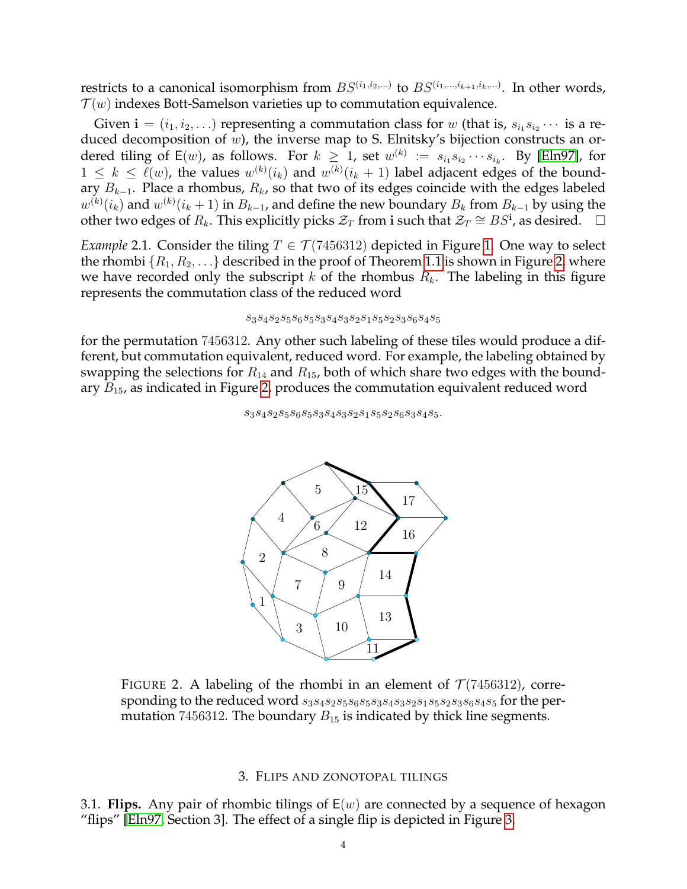restricts to a canonical isomorphism from $BS^{(i_1,i_2,\ldots)}$ to $BS^{(i_1,\ldots,i_{k+1},i_k,\ldots)}$. In other words, $\mathcal{T}(w)$ indexes Bott-Samelson varieties up to commutation equivalence.

Given $\mathbf{i} = (i_1, i_2, \ldots)$ representing a commutation class for $w$ (that is, $s_{i_1}s_{i_2}\cdots$ is a reduced decomposition of $w$), the inverse map to S. Elnitsky's bijection constructs an ordered tiling of $\mathsf{E}(w)$, as follows. For $k \geq 1$, set $w^{(k)} := s_{i_1}s_{i_2}\cdots s_{i_k}$. By [Eln97], for $1 \leq k \leq \ell(w)$, the values $w^{(k)}(i_k)$ and $w^{(k)}(i_k+1)$ label adjacent edges of the boundary $B_{k-1}$. Place a rhombus, $R_k$, so that two of its edges coincide with the edges labeled $w^{(k)}(i_k)$ and $w^{(k)}(i_k+1)$ in $B_{k-1}$, and define the new boundary $B_k$ from $B_{k-1}$ by using the other two edges of $R_k$. This explicitly picks $\mathcal{Z}_T$ from $\mathbf{i}$ such that $\mathcal{Z}_T \cong BS^{\mathbf{i}}$, as desired. □

*Example* 2.1. Consider the tiling $T \in \mathcal{T}(7456312)$ depicted in Figure 1. One way to select the rhombi $\{R_1, R_2, \ldots\}$ described in the proof of Theorem 1.1 is shown in Figure 2, where we have recorded only the subscript $k$ of the rhombus $R_k$. The labeling in this figure represents the commutation class of the reduced word

$$s_3s_4s_2s_5s_6s_5s_3s_4s_3s_2s_1s_5s_2s_3s_6s_4s_5$$

for the permutation 7456312. Any other such labeling of these tiles would produce a different, but commutation equivalent, reduced word. For example, the labeling obtained by swapping the selections for $R_{14}$ and $R_{15}$, both of which share two edges with the boundary $B_{15}$, as indicated in Figure 2, produces the commutation equivalent reduced word

$$s_3s_4s_2s_5s_6s_5s_3s_4s_3s_2s_1s_5s_2s_6s_3s_4s_5.$$

FIGURE 2. A labeling of the rhombi in an element of $\mathcal{T}(7456312)$, corresponding to the reduced word $s_3s_4s_2s_5s_6s_5s_3s_4s_3s_2s_1s_5s_2s_3s_6s_4s_5$ for the permutation 7456312. The boundary $B_{15}$ is indicated by thick line segments.

## 3. Flips and zonotopal tilings

3.1. **Flips.** Any pair of rhombic tilings of $\mathsf{E}(w)$ are connected by a sequence of hexagon "flips" [Eln97, Section 3]. The effect of a single flip is depicted in Figure 3.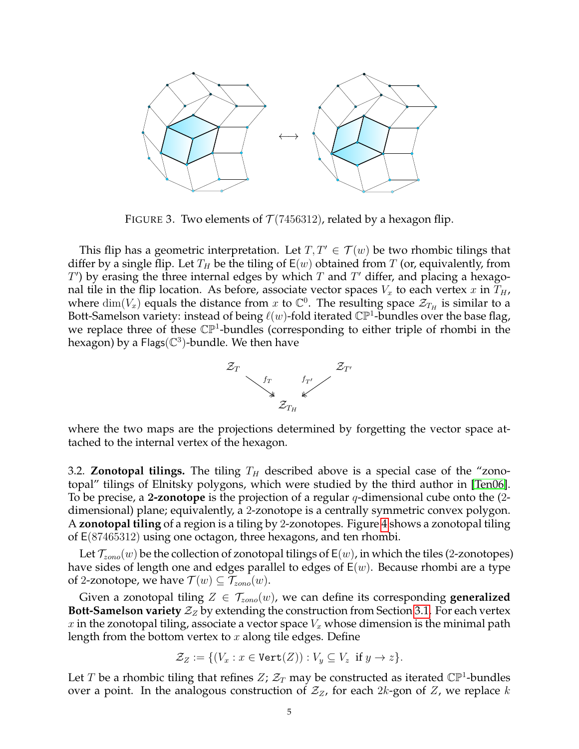FIGURE 3. Two elements of $\mathcal{T}(7456312)$, related by a hexagon flip.

This flip has a geometric interpretation. Let $T, T' \in \mathcal{T}(w)$ be two rhombic tilings that differ by a single flip. Let $T_H$ be the tiling of $\mathsf{E}(w)$ obtained from $T$ (or, equivalently, from $T'$) by erasing the three internal edges by which $T$ and $T'$ differ, and placing a hexagonal tile in the flip location. As before, associate vector spaces $V_x$ to each vertex $x$ in $T_H$, where $\dim(V_x)$ equals the distance from $x$ to $\mathbb{C}^0$. The resulting space $\mathcal{Z}_{T_H}$ is similar to a Bott-Samelson variety: instead of being $\ell(w)$-fold iterated $\mathbb{CP}^1$-bundles over the base flag, we replace three of these $\mathbb{CP}^1$-bundles (corresponding to either triple of rhombi in the hexagon) by a $\mathsf{Flags}(\mathbb{C}^3)$-bundle. We then have

$$\begin{array}{ccc} \mathcal{Z}_T & & \mathcal{Z}_{T'} \\ & \overset{f_T}{\searrow} \quad \overset{f_{T'}}{\swarrow} & \\ & \mathcal{Z}_{T_H} & \end{array}$$

where the two maps are the projections determined by forgetting the vector space attached to the internal vertex of the hexagon.

3.2. **Zonotopal tilings.** The tiling $T_H$ described above is a special case of the "zonotopal" tilings of Elnitsky polygons, which were studied by the third author in [Ten06]. To be precise, a **2-zonotope** is the projection of a regular $q$-dimensional cube onto the (2-dimensional) plane; equivalently, a 2-zonotope is a centrally symmetric convex polygon. A **zonotopal tiling** of a region is a tiling by 2-zonotopes. Figure 4 shows a zonotopal tiling of $\mathsf{E}(87465312)$ using one octagon, three hexagons, and ten rhombi.

Let $\mathcal{T}_{zono}(w)$ be the collection of zonotopal tilings of $\mathsf{E}(w)$, in which the tiles (2-zonotopes) have sides of length one and edges parallel to edges of $\mathsf{E}(w)$. Because rhombi are a type of 2-zonotope, we have $\mathcal{T}(w) \subseteq \mathcal{T}_{zono}(w)$.

Given a zonotopal tiling $Z \in \mathcal{T}_{zono}(w)$, we can define its corresponding **generalized Bott-Samelson variety** $\mathcal{Z}_Z$ by extending the construction from Section 3.1. For each vertex $x$ in the zonotopal tiling, associate a vector space $V_x$ whose dimension is the minimal path length from the bottom vertex to $x$ along tile edges. Define

$$\mathcal{Z}_Z := \{(V_x : x \in \mathtt{Vert}(Z)) : V_y \subseteq V_z \text{ if } y \to z\}.$$

Let $T$ be a rhombic tiling that refines $Z$; $\mathcal{Z}_T$ may be constructed as iterated $\mathbb{CP}^1$-bundles over a point. In the analogous construction of $\mathcal{Z}_Z$, for each $2k$-gon of $Z$, we replace $k$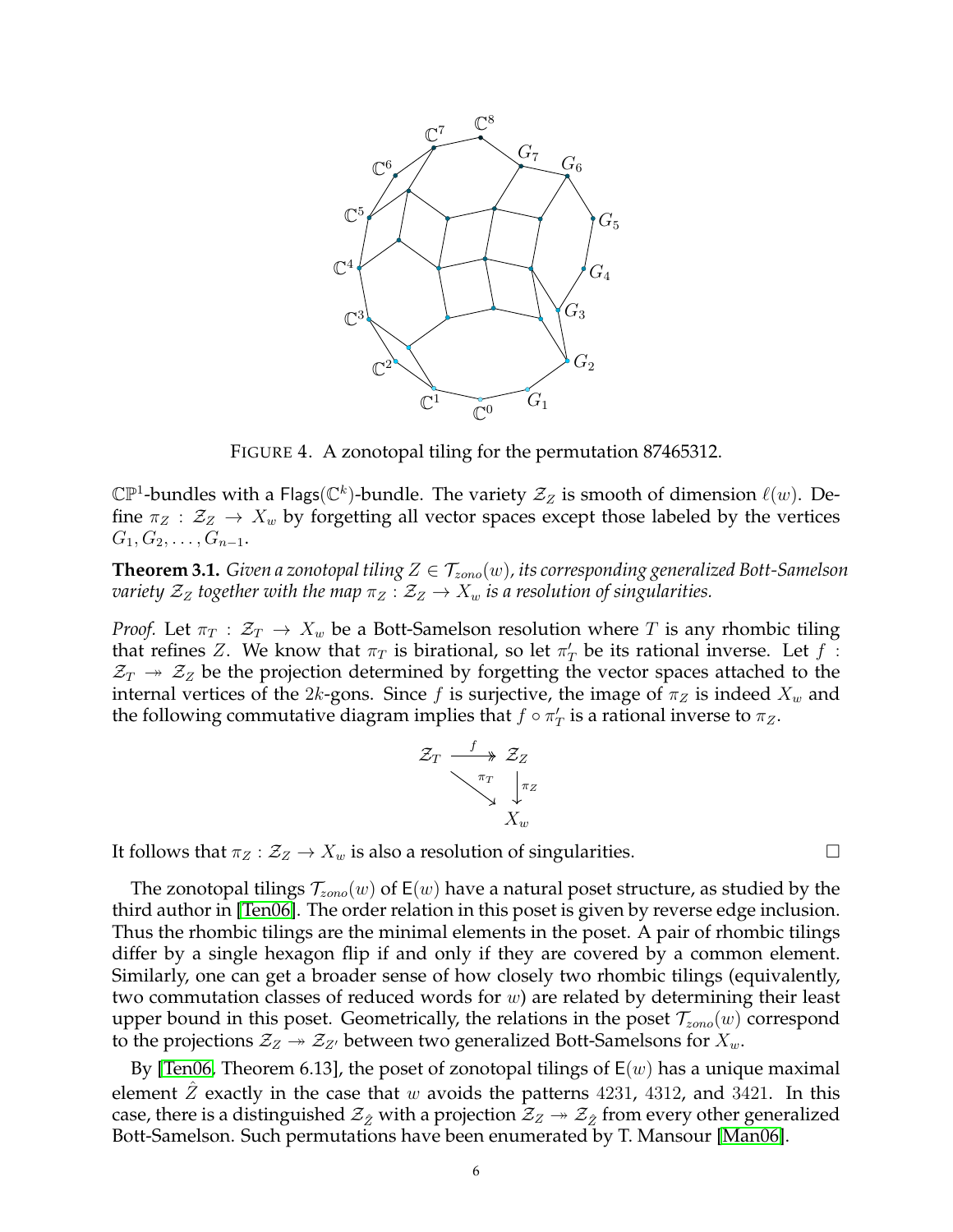FIGURE 4. A zonotopal tiling for the permutation 87465312.

$\mathbb{CP}^1$-bundles with a $\mathsf{Flags}(\mathbb{C}^k)$-bundle. The variety $\mathcal{Z}_Z$ is smooth of dimension $\ell(w)$. Define $\pi_Z : \mathcal{Z}_Z \to X_w$ by forgetting all vector spaces except those labeled by the vertices $G_1, G_2, \ldots, G_{n-1}$.

**Theorem 3.1.** *Given a zonotopal tiling $Z \in \mathcal{T}_{zono}(w)$, its corresponding generalized Bott-Samelson variety $\mathcal{Z}_Z$ together with the map $\pi_Z : \mathcal{Z}_Z \to X_w$ is a resolution of singularities.*

*Proof.* Let $\pi_T : \mathcal{Z}_T \to X_w$ be a Bott-Samelson resolution where $T$ is any rhombic tiling that refines $Z$. We know that $\pi_T$ is birational, so let $\pi'_T$ be its rational inverse. Let $f : \mathcal{Z}_T \twoheadrightarrow \mathcal{Z}_Z$ be the projection determined by forgetting the vector spaces attached to the internal vertices of the $2k$-gons. Since $f$ is surjective, the image of $\pi_Z$ is indeed $X_w$ and the following commutative diagram implies that $f \circ \pi'_T$ is a rational inverse to $\pi_Z$.

$$\begin{array}{ccc} \mathcal{Z}_T & \xrightarrow{f} & \mathcal{Z}_Z \\ & \searrow^{\pi_T} & \downarrow^{\pi_Z} \\ & & X_w \end{array}$$

It follows that $\pi_Z : \mathcal{Z}_Z \to X_w$ is also a resolution of singularities. $\square$

The zonotopal tilings $\mathcal{T}_{zono}(w)$ of $\mathsf{E}(w)$ have a natural poset structure, as studied by the third author in [Ten06]. The order relation in this poset is given by reverse edge inclusion. Thus the rhombic tilings are the minimal elements in the poset. A pair of rhombic tilings differ by a single hexagon flip if and only if they are covered by a common element. Similarly, one can get a broader sense of how closely two rhombic tilings (equivalently, two commutation classes of reduced words for $w$) are related by determining their least upper bound in this poset. Geometrically, the relations in the poset $\mathcal{T}_{zono}(w)$ correspond to the projections $\mathcal{Z}_Z \twoheadrightarrow \mathcal{Z}_{Z'}$ between two generalized Bott-Samelsons for $X_w$.

By [Ten06, Theorem 6.13], the poset of zonotopal tilings of $\mathsf{E}(w)$ has a unique maximal element $\hat{Z}$ exactly in the case that $w$ avoids the patterns 4231, 4312, and 3421. In this case, there is a distinguished $\mathcal{Z}_{\hat{Z}}$ with a projection $\mathcal{Z}_Z \twoheadrightarrow \mathcal{Z}_{\hat{Z}}$ from every other generalized Bott-Samelson. Such permutations have been enumerated by T. Mansour [Man06].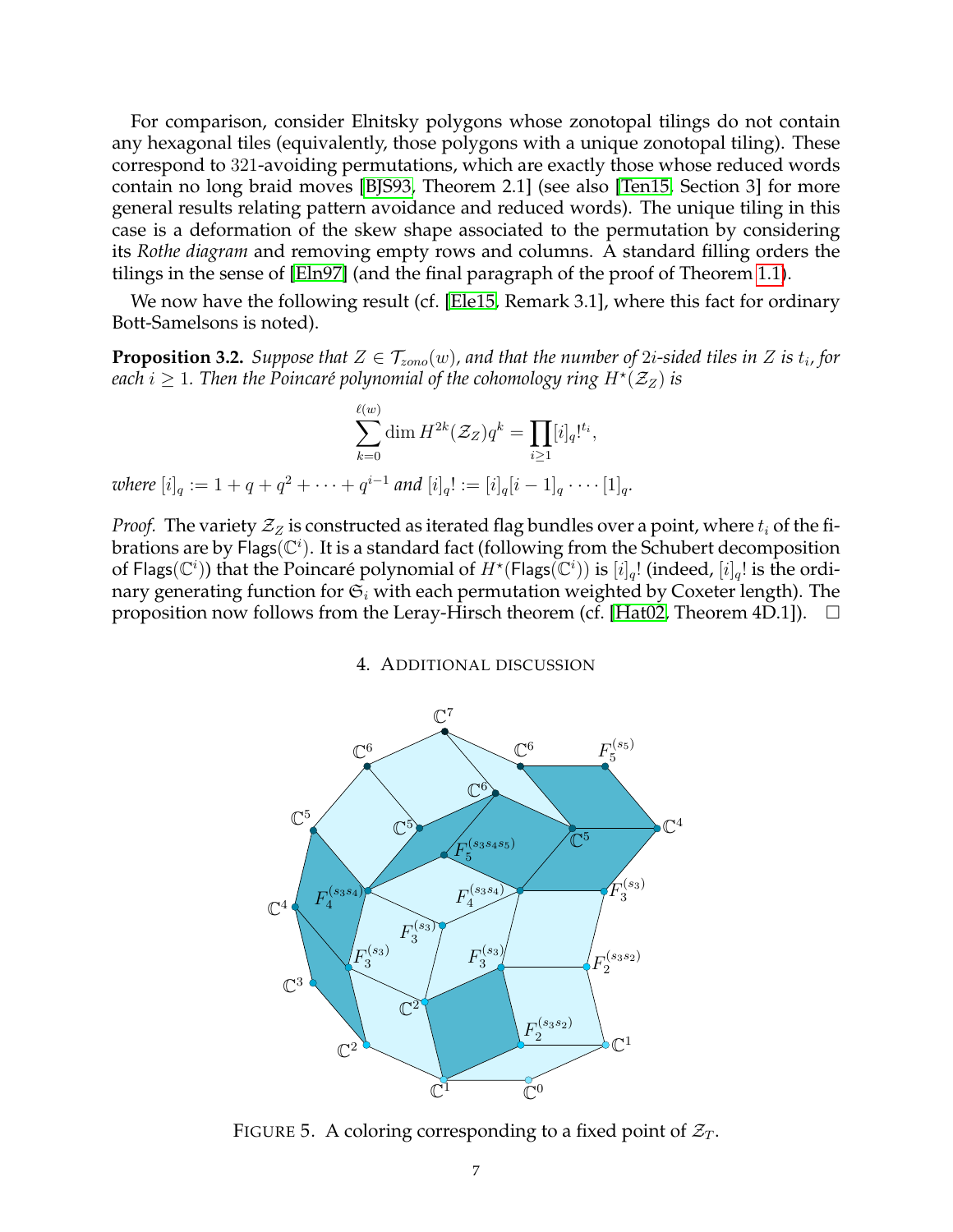For comparison, consider Elnitsky polygons whose zonotopal tilings do not contain any hexagonal tiles (equivalently, those polygons with a unique zonotopal tiling). These correspond to 321-avoiding permutations, which are exactly those whose reduced words contain no long braid moves [BJS93, Theorem 2.1] (see also [Ten15, Section 3] for more general results relating pattern avoidance and reduced words). The unique tiling in this case is a deformation of the skew shape associated to the permutation by considering its *Rothe diagram* and removing empty rows and columns. A standard filling orders the tilings in the sense of [Eln97] (and the final paragraph of the proof of Theorem 1.1).

We now have the following result (cf. [Ele15, Remark 3.1], where this fact for ordinary Bott-Samelsons is noted).

**Proposition 3.2.** *Suppose that $Z \in \mathcal{T}_{zono}(w)$, and that the number of $2i$-sided tiles in $Z$ is $t_i$, for each $i \geq 1$. Then the Poincaré polynomial of the cohomology ring $H^\star(\mathcal{Z}_Z)$ is*

$$\sum_{k=0}^{\ell(w)} \dim H^{2k}(\mathcal{Z}_Z) q^k = \prod_{i \geq 1} [i]_q!^{t_i},$$

*where $[i]_q := 1 + q + q^2 + \cdots + q^{i-1}$ and $[i]_q! := [i]_q [i-1]_q \cdot \cdots \cdot [1]_q$.*

*Proof.* The variety $\mathcal{Z}_Z$ is constructed as iterated flag bundles over a point, where $t_i$ of the fibrations are by $\mathsf{Flags}(\mathbb{C}^i)$. It is a standard fact (following from the Schubert decomposition of $\mathsf{Flags}(\mathbb{C}^i)$) that the Poincaré polynomial of $H^\star(\mathsf{Flags}(\mathbb{C}^i))$ is $[i]_q!$ (indeed, $[i]_q!$ is the ordinary generating function for $\mathfrak{S}_i$ with each permutation weighted by Coxeter length). The proposition now follows from the Leray-Hirsch theorem (cf. [Hat02, Theorem 4D.1]). $\square$

## 4. Additional discussion

FIGURE 5. A coloring corresponding to a fixed point of $\mathcal{Z}_T$.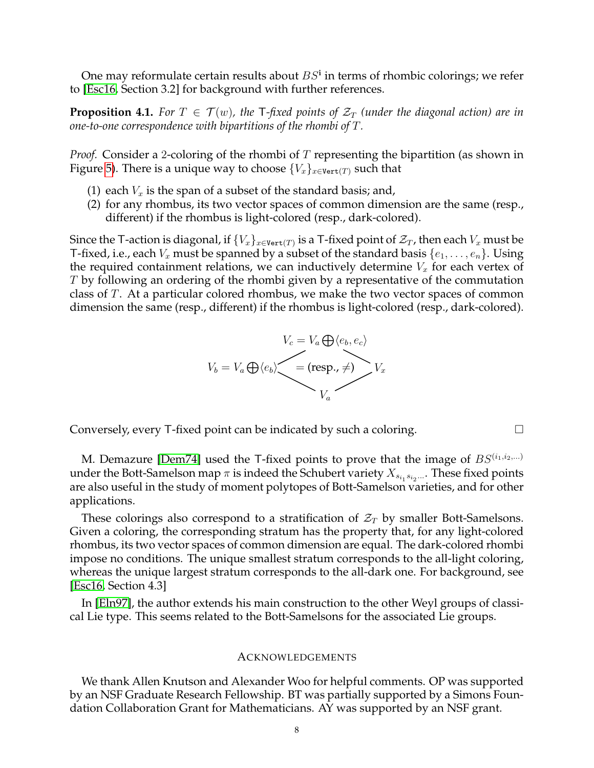One may reformulate certain results about $BS^{\mathfrak{i}}$ in terms of rhombic colorings; we refer to [Esc16, Section 3.2] for background with further references.

**Proposition 4.1.** *For $T \in \mathcal{T}(w)$, the* T*-fixed points of $\mathcal{Z}_T$ (under the diagonal action) are in one-to-one correspondence with bipartitions of the rhombi of $T$.*

*Proof.* Consider a 2-coloring of the rhombi of $T$ representing the bipartition (as shown in Figure 5). There is a unique way to choose $\{V_x\}_{x \in \mathtt{Vert}(T)}$ such that

(1) each $V_x$ is the span of a subset of the standard basis; and,
(2) for any rhombus, its two vector spaces of common dimension are the same (resp., different) if the rhombus is light-colored (resp., dark-colored).

Since the T-action is diagonal, if $\{V_x\}_{x \in \mathtt{Vert}(T)}$ is a T-fixed point of $\mathcal{Z}_T$, then each $V_x$ must be T-fixed, i.e., each $V_x$ must be spanned by a subset of the standard basis $\{e_1, \ldots, e_n\}$. Using the required containment relations, we can inductively determine $V_x$ for each vertex of $T$ by following an ordering of the rhombi given by a representative of the commutation class of $T$. At a particular colored rhombus, we make the two vector spaces of common dimension the same (resp., different) if the rhombus is light-colored (resp., dark-colored).

$$V_c = V_a \bigoplus \langle e_b, e_c \rangle$$

$$V_b = V_a \bigoplus \langle e_b \rangle \quad = (\text{resp.}, \neq) \quad V_x$$

$$V_a$$

Conversely, every T-fixed point can be indicated by such a coloring. $\square$

M. Demazure [Dem74] used the T-fixed points to prove that the image of $BS^{(i_1, i_2, \ldots)}$ under the Bott-Samelson map $\pi$ is indeed the Schubert variety $X_{s_{i_1} s_{i_2} \cdots}$. These fixed points are also useful in the study of moment polytopes of Bott-Samelson varieties, and for other applications.

These colorings also correspond to a stratification of $\mathcal{Z}_T$ by smaller Bott-Samelsons. Given a coloring, the corresponding stratum has the property that, for any light-colored rhombus, its two vector spaces of common dimension are equal. The dark-colored rhombi impose no conditions. The unique smallest stratum corresponds to the all-light coloring, whereas the unique largest stratum corresponds to the all-dark one. For background, see [Esc16, Section 4.3]

In [Eln97], the author extends his main construction to the other Weyl groups of classical Lie type. This seems related to the Bott-Samelsons for the associated Lie groups.

## Acknowledgements

We thank Allen Knutson and Alexander Woo for helpful comments. OP was supported by an NSF Graduate Research Fellowship. BT was partially supported by a Simons Foundation Collaboration Grant for Mathematicians. AY was supported by an NSF grant.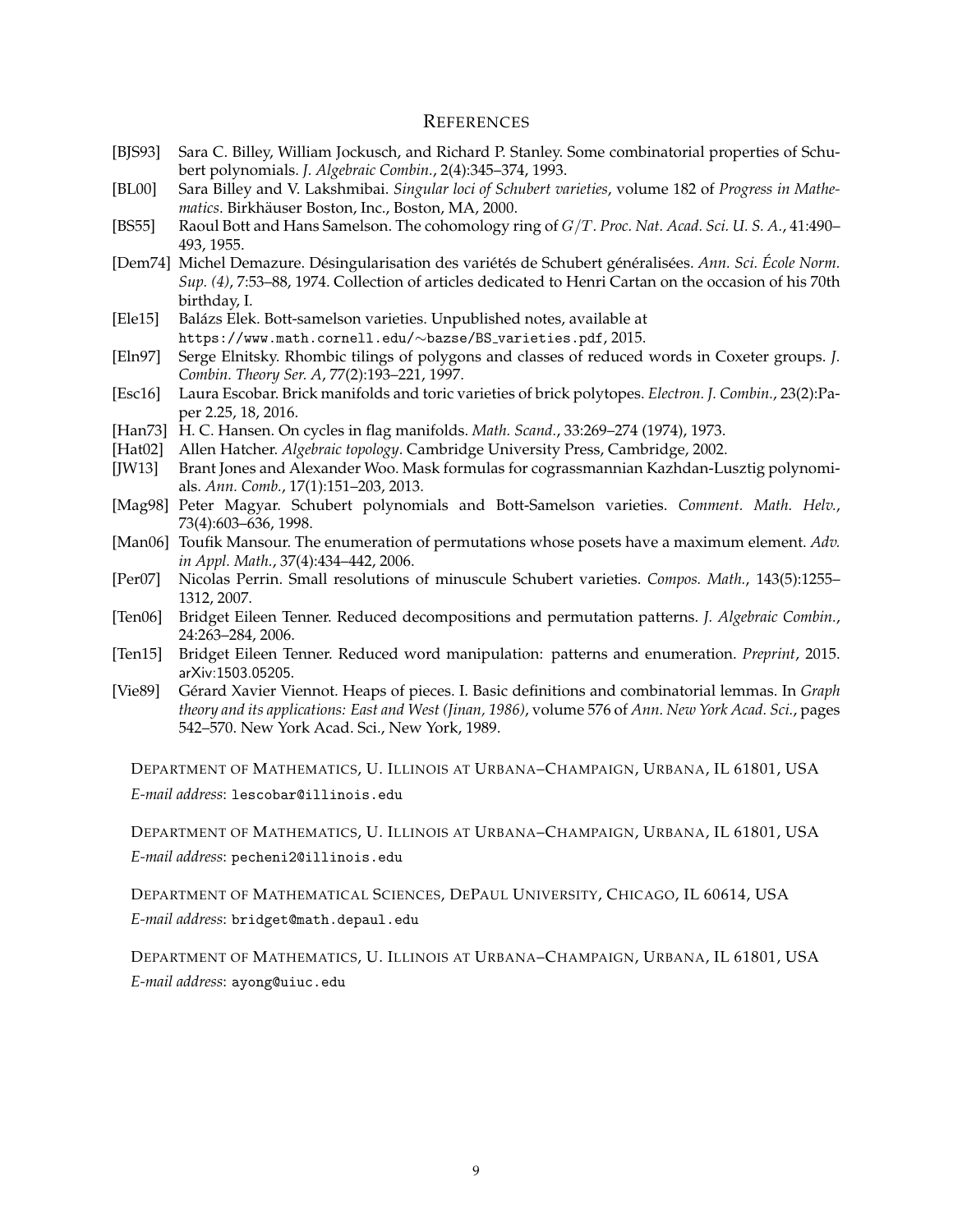## References

[BJS93] Sara C. Billey, William Jockusch, and Richard P. Stanley. Some combinatorial properties of Schubert polynomials. *J. Algebraic Combin.*, 2(4):345–374, 1993.

[BL00] Sara Billey and V. Lakshmibai. *Singular loci of Schubert varieties*, volume 182 of *Progress in Mathematics*. Birkhäuser Boston, Inc., Boston, MA, 2000.

[BS55] Raoul Bott and Hans Samelson. The cohomology ring of $G/T$. *Proc. Nat. Acad. Sci. U. S. A.*, 41:490–493, 1955.

[Dem74] Michel Demazure. Désingularisation des variétés de Schubert généralisées. *Ann. Sci. École Norm. Sup. (4)*, 7:53–88, 1974. Collection of articles dedicated to Henri Cartan on the occasion of his 70th birthday, I.

[Ele15] Balázs Elek. Bott-samelson varieties. Unpublished notes, available at `https://www.math.cornell.edu/~bazse/BS_varieties.pdf`, 2015.

[Eln97] Serge Elnitsky. Rhombic tilings of polygons and classes of reduced words in Coxeter groups. *J. Combin. Theory Ser. A*, 77(2):193–221, 1997.

[Esc16] Laura Escobar. Brick manifolds and toric varieties of brick polytopes. *Electron. J. Combin.*, 23(2):Paper 2.25, 18, 2016.

[Han73] H. C. Hansen. On cycles in flag manifolds. *Math. Scand.*, 33:269–274 (1974), 1973.

[Hat02] Allen Hatcher. *Algebraic topology*. Cambridge University Press, Cambridge, 2002.

[JW13] Brant Jones and Alexander Woo. Mask formulas for cograssmannian Kazhdan-Lusztig polynomials. *Ann. Comb.*, 17(1):151–203, 2013.

[Mag98] Peter Magyar. Schubert polynomials and Bott-Samelson varieties. *Comment. Math. Helv.*, 73(4):603–636, 1998.

[Man06] Toufik Mansour. The enumeration of permutations whose posets have a maximum element. *Adv. in Appl. Math.*, 37(4):434–442, 2006.

[Per07] Nicolas Perrin. Small resolutions of minuscule Schubert varieties. *Compos. Math.*, 143(5):1255–1312, 2007.

[Ten06] Bridget Eileen Tenner. Reduced decompositions and permutation patterns. *J. Algebraic Combin.*, 24:263–284, 2006.

[Ten15] Bridget Eileen Tenner. Reduced word manipulation: patterns and enumeration. *Preprint*, 2015. arXiv:1503.05205.

[Vie89] Gérard Xavier Viennot. Heaps of pieces. I. Basic definitions and combinatorial lemmas. In *Graph theory and its applications: East and West (Jinan, 1986)*, volume 576 of *Ann. New York Acad. Sci.*, pages 542–570. New York Acad. Sci., New York, 1989.

Department of Mathematics, U. Illinois at Urbana–Champaign, Urbana, IL 61801, USA
*E-mail address*: `lescobar@illinois.edu`

Department of Mathematics, U. Illinois at Urbana–Champaign, Urbana, IL 61801, USA
*E-mail address*: `pecheni2@illinois.edu`

Department of Mathematical Sciences, DePaul University, Chicago, IL 60614, USA
*E-mail address*: `bridget@math.depaul.edu`

Department of Mathematics, U. Illinois at Urbana–Champaign, Urbana, IL 61801, USA
*E-mail address*: `ayong@uiuc.edu`